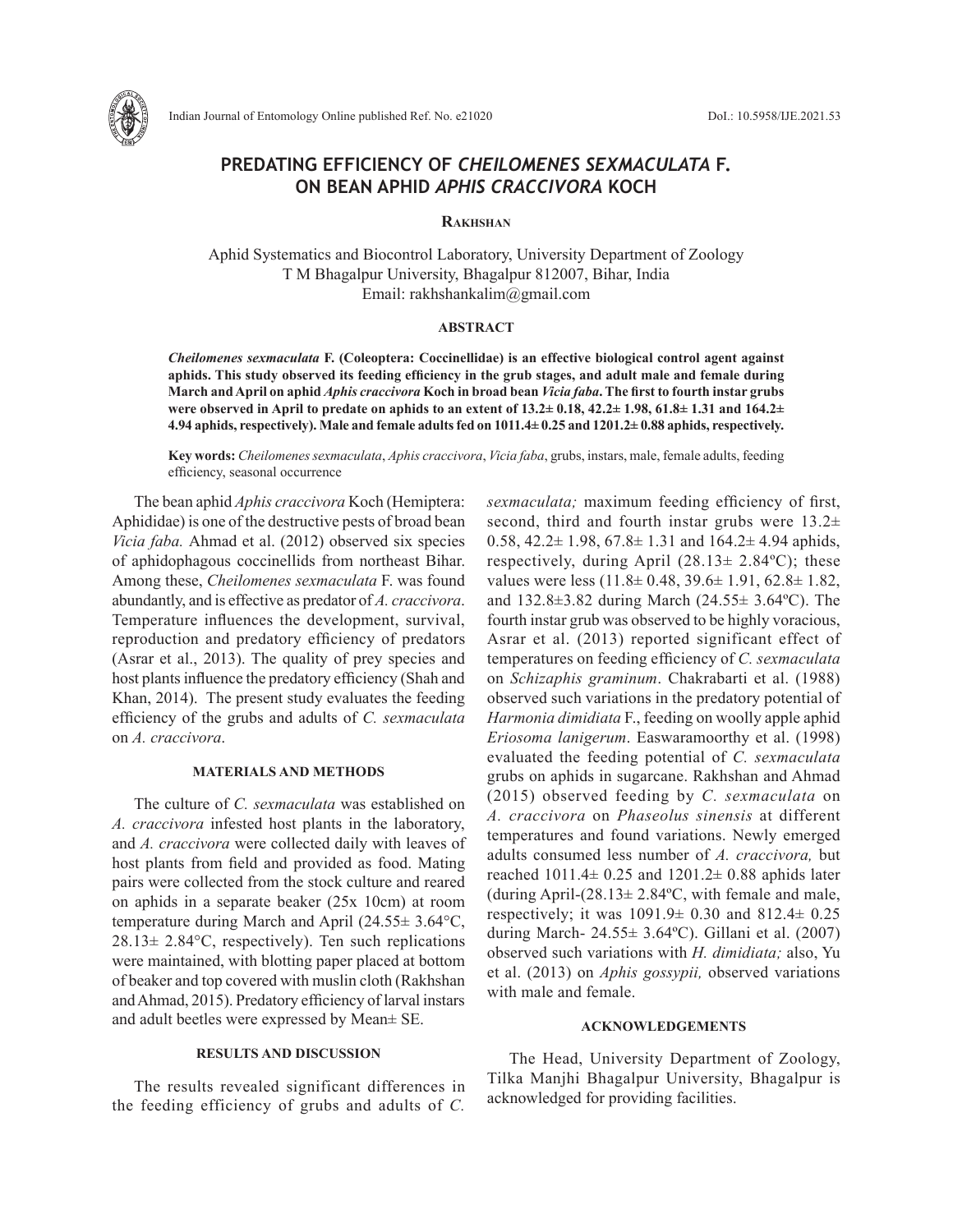# PREDATING EFFICIENCY OF *CHEILOMENES SEXMACULATA* F. ON BEAN APHID *APHIS CRACCIVORA* KOCH

**Rakhshan**

Aphid Systematics and Biocontrol Laboratory, University Department of Zoology
T M Bhagalpur University, Bhagalpur 812007, Bihar, India
Email: rakhshankalim@gmail.com

## ABSTRACT

***Cheilomenes sexmaculata* F. (Coleoptera: Coccinellidae) is an effective biological control agent against aphids. This study observed its feeding efficiency in the grub stages, and adult male and female during March and April on aphid *Aphis craccivora* Koch in broad bean *Vicia faba*. The first to fourth instar grubs were observed in April to predate on aphids to an extent of 13.2± 0.18, 42.2± 1.98, 61.8± 1.31 and 164.2± 4.94 aphids, respectively). Male and female adults fed on 1011.4± 0.25 and 1201.2± 0.88 aphids, respectively.**

**Key words:** *Cheilomenes sexmaculata*, *Aphis craccivora*, *Vicia faba*, grubs, instars, male, female adults, feeding efficiency, seasonal occurrence

The bean aphid *Aphis craccivora* Koch (Hemiptera: Aphididae) is one of the destructive pests of broad bean *Vicia faba.* Ahmad et al. (2012) observed six species of aphidophagous coccinellids from northeast Bihar. Among these, *Cheilomenes sexmaculata* F. was found abundantly, and is effective as predator of *A. craccivora*. Temperature influences the development, survival, reproduction and predatory efficiency of predators (Asrar et al., 2013). The quality of prey species and host plants influence the predatory efficiency (Shah and Khan, 2014). The present study evaluates the feeding efficiency of the grubs and adults of *C. sexmaculata* on *A. craccivora*.

## MATERIALS AND METHODS

The culture of *C. sexmaculata* was established on *A. craccivora* infested host plants in the laboratory, and *A. craccivora* were collected daily with leaves of host plants from field and provided as food. Mating pairs were collected from the stock culture and reared on aphids in a separate beaker (25x 10cm) at room temperature during March and April (24.55± 3.64°C, 28.13± 2.84°C, respectively). Ten such replications were maintained, with blotting paper placed at bottom of beaker and top covered with muslin cloth (Rakhshan and Ahmad, 2015). Predatory efficiency of larval instars and adult beetles were expressed by Mean± SE.

## RESULTS AND DISCUSSION

The results revealed significant differences in the feeding efficiency of grubs and adults of *C. sexmaculata;* maximum feeding efficiency of first, second, third and fourth instar grubs were 13.2± 0.58, 42.2± 1.98, 67.8± 1.31 and 164.2± 4.94 aphids, respectively, during April (28.13± 2.84ºC); these values were less (11.8± 0.48, 39.6± 1.91, 62.8± 1.82, and 132.8±3.82 during March (24.55± 3.64ºC). The fourth instar grub was observed to be highly voracious, Asrar et al. (2013) reported significant effect of temperatures on feeding efficiency of *C. sexmaculata* on *Schizaphis graminum*. Chakrabarti et al. (1988) observed such variations in the predatory potential of *Harmonia dimidiata* F., feeding on woolly apple aphid *Eriosoma lanigerum*. Easwaramoorthy et al. (1998) evaluated the feeding potential of *C. sexmaculata* grubs on aphids in sugarcane. Rakhshan and Ahmad (2015) observed feeding by *C. sexmaculata* on *A. craccivora* on *Phaseolus sinensis* at different temperatures and found variations. Newly emerged adults consumed less number of *A. craccivora,* but reached 1011.4± 0.25 and 1201.2± 0.88 aphids later (during April-(28.13± 2.84ºC, with female and male, respectively; it was 1091.9± 0.30 and 812.4± 0.25 during March- 24.55± 3.64ºC). Gillani et al. (2007) observed such variations with *H. dimidiata;* also, Yu et al. (2013) on *Aphis gossypii,* observed variations with male and female.

## ACKNOWLEDGEMENTS

The Head, University Department of Zoology, Tilka Manjhi Bhagalpur University, Bhagalpur is acknowledged for providing facilities.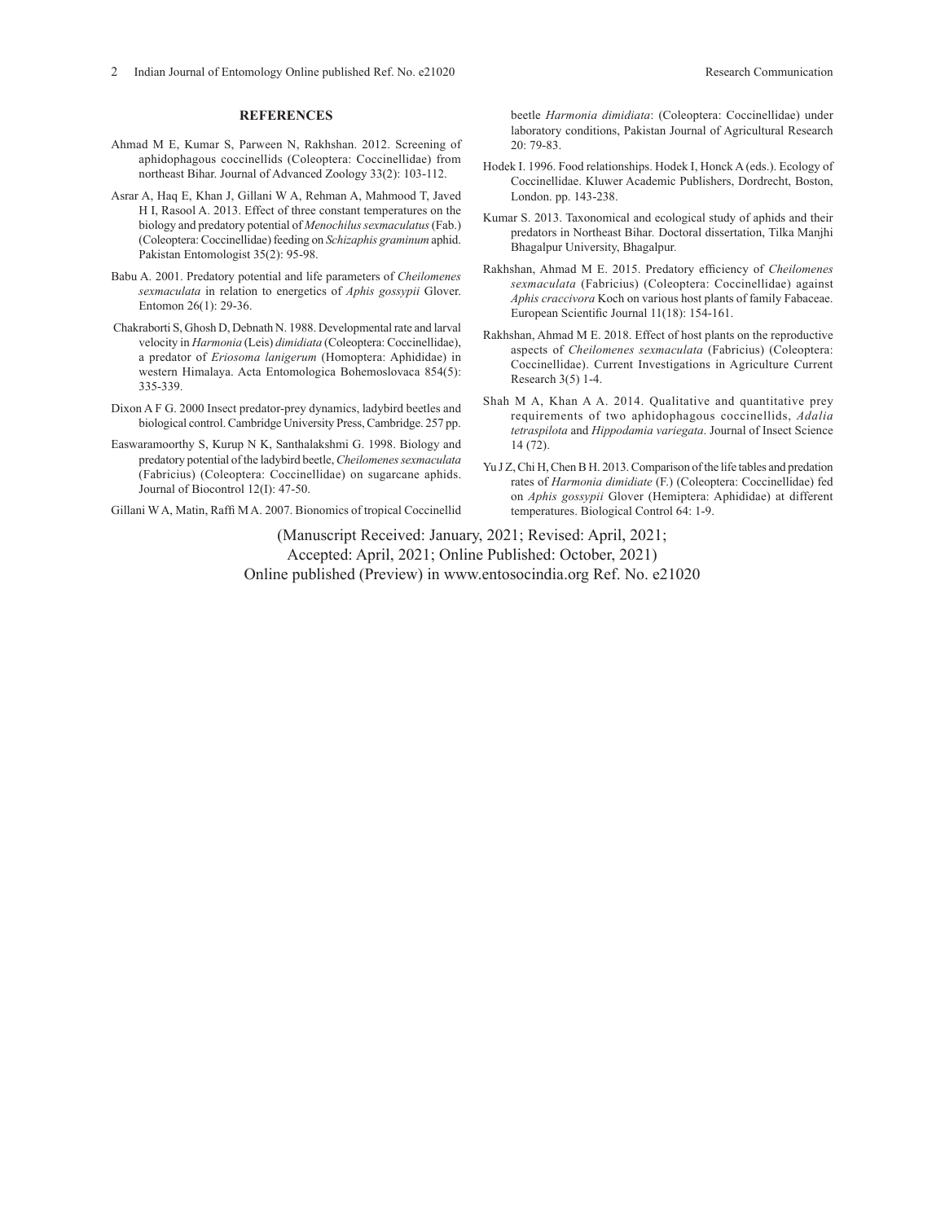## REFERENCES

Ahmad M E, Kumar S, Parween N, Rakhshan. 2012. Screening of aphidophagous coccinellids (Coleoptera: Coccinellidae) from northeast Bihar. Journal of Advanced Zoology 33(2): 103-112.

Asrar A, Haq E, Khan J, Gillani W A, Rehman A, Mahmood T, Javed H I, Rasool A. 2013. Effect of three constant temperatures on the biology and predatory potential of *Menochilus sexmaculatus* (Fab.) (Coleoptera: Coccinellidae) feeding on *Schizaphis graminum* aphid. Pakistan Entomologist 35(2): 95-98.

Babu A. 2001. Predatory potential and life parameters of *Cheilomenes sexmaculata* in relation to energetics of *Aphis gossypii* Glover. Entomon 26(1): 29-36.

Chakraborti S, Ghosh D, Debnath N. 1988. Developmental rate and larval velocity in *Harmonia* (Leis) *dimidiata* (Coleoptera: Coccinellidae), a predator of *Eriosoma lanigerum* (Homoptera: Aphididae) in western Himalaya. Acta Entomologica Bohemoslovaca 854(5): 335-339.

Dixon A F G. 2000 Insect predator-prey dynamics, ladybird beetles and biological control. Cambridge University Press, Cambridge. 257 pp.

Easwaramoorthy S, Kurup N K, Santhalakshmi G. 1998. Biology and predatory potential of the ladybird beetle, *Cheilomenes sexmaculata* (Fabricius) (Coleoptera: Coccinellidae) on sugarcane aphids. Journal of Biocontrol 12(I): 47-50.

Gillani W A, Matin, Raffi M A. 2007. Bionomics of tropical Coccinellid beetle *Harmonia dimidiata*: (Coleoptera: Coccinellidae) under laboratory conditions, Pakistan Journal of Agricultural Research 20: 79-83.

Hodek I. 1996. Food relationships. Hodek I, Honck A (eds.). Ecology of Coccinellidae. Kluwer Academic Publishers, Dordrecht, Boston, London. pp. 143-238.

Kumar S. 2013. Taxonomical and ecological study of aphids and their predators in Northeast Bihar. Doctoral dissertation, Tilka Manjhi Bhagalpur University, Bhagalpur.

Rakhshan, Ahmad M E. 2015. Predatory efficiency of *Cheilomenes sexmaculata* (Fabricius) (Coleoptera: Coccinellidae) against *Aphis craccivora* Koch on various host plants of family Fabaceae. European Scientific Journal 11(18): 154-161.

Rakhshan, Ahmad M E. 2018. Effect of host plants on the reproductive aspects of *Cheilomenes sexmaculata* (Fabricius) (Coleoptera: Coccinellidae). Current Investigations in Agriculture Current Research 3(5) 1-4.

Shah M A, Khan A A. 2014. Qualitative and quantitative prey requirements of two aphidophagous coccinellids, *Adalia tetraspilota* and *Hippodamia variegata*. Journal of Insect Science 14 (72).

Yu J Z, Chi H, Chen B H. 2013. Comparison of the life tables and predation rates of *Harmonia dimidiate* (F.) (Coleoptera: Coccinellidae) fed on *Aphis gossypii* Glover (Hemiptera: Aphididae) at different temperatures. Biological Control 64: 1-9.

(Manuscript Received: January, 2021; Revised: April, 2021;
Accepted: April, 2021; Online Published: October, 2021)
Online published (Preview) in www.entosocindia.org Ref. No. e21020